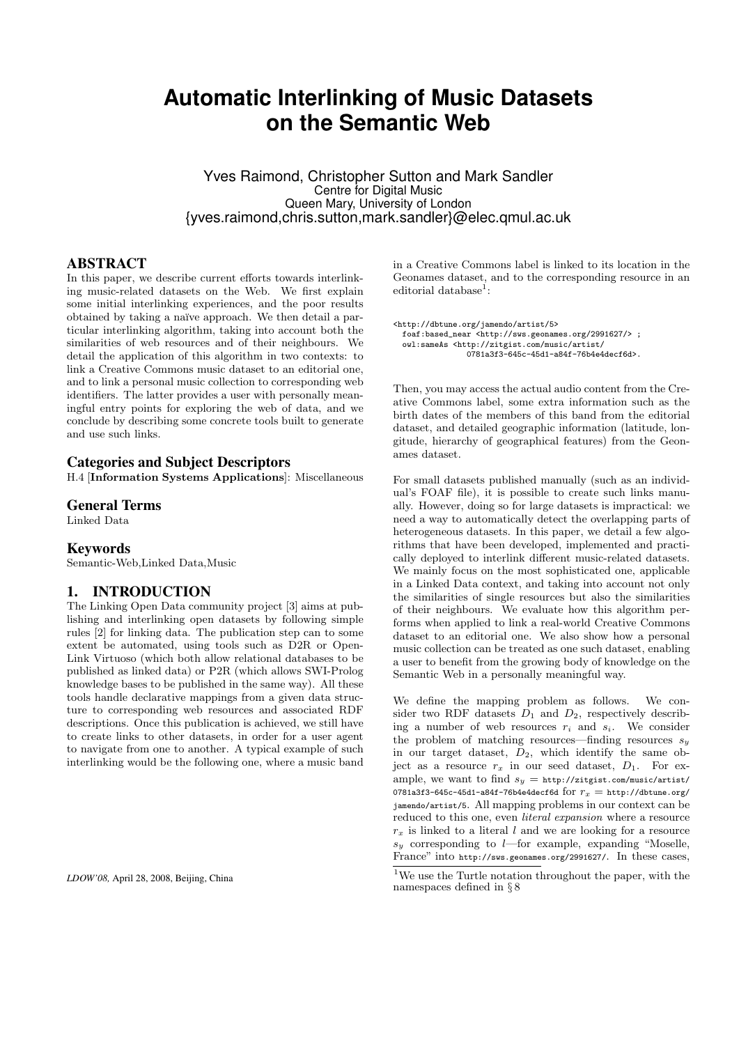# Automatic Interlinking of Music Datasets on the Semantic Web

Yves Raimond, Christopher Sutton and Mark Sandler
Centre for Digital Music
Queen Mary, University of London
{yves.raimond,chris.sutton,mark.sandler}@elec.qmul.ac.uk

## ABSTRACT

In this paper, we describe current efforts towards interlinking music-related datasets on the Web. We first explain some initial interlinking experiences, and the poor results obtained by taking a naïve approach. We then detail a particular interlinking algorithm, taking into account both the similarities of web resources and of their neighbours. We detail the application of this algorithm in two contexts: to link a Creative Commons music dataset to an editorial one, and to link a personal music collection to corresponding web identifiers. The latter provides a user with personally meaningful entry points for exploring the web of data, and we conclude by describing some concrete tools built to generate and use such links.

## Categories and Subject Descriptors

H.4 [**Information Systems Applications**]: Miscellaneous

## General Terms

Linked Data

## Keywords

Semantic-Web,Linked Data,Music

## 1. INTRODUCTION

The Linking Open Data community project [3] aims at publishing and interlinking open datasets by following simple rules [2] for linking data. The publication step can to some extent be automated, using tools such as D2R or OpenLink Virtuoso (which both allow relational databases to be published as linked data) or P2R (which allows SWI-Prolog knowledge bases to be published in the same way). All these tools handle declarative mappings from a given data structure to corresponding web resources and associated RDF descriptions. Once this publication is achieved, we still have to create links to other datasets, in order for a user agent to navigate from one to another. A typical example of such interlinking would be the following one, where a music band in a Creative Commons label is linked to its location in the Geonames dataset, and to the corresponding resource in an editorial database[1]:

```
<http://dbtune.org/jamendo/artist/5>
  foaf:based_near <http://sws.geonames.org/2991627/> ;
  owl:sameAs <http://zitgist.com/music/artist/
              0781a3f3-645c-45d1-a84f-76b4e4decf6d>.
```

Then, you may access the actual audio content from the Creative Commons label, some extra information such as the birth dates of the members of this band from the editorial dataset, and detailed geographic information (latitude, longitude, hierarchy of geographical features) from the Geonames dataset.

For small datasets published manually (such as an individual's FOAF file), it is possible to create such links manually. However, doing so for large datasets is impractical: we need a way to automatically detect the overlapping parts of heterogeneous datasets. In this paper, we detail a few algorithms that have been developed, implemented and practically deployed to interlink different music-related datasets. We mainly focus on the most sophisticated one, applicable in a Linked Data context, and taking into account not only the similarities of single resources but also the similarities of their neighbours. We evaluate how this algorithm performs when applied to link a real-world Creative Commons dataset to an editorial one. We also show how a personal music collection can be treated as one such dataset, enabling a user to benefit from the growing body of knowledge on the Semantic Web in a personally meaningful way.

We define the mapping problem as follows. We consider two RDF datasets $D_1$ and $D_2$, respectively describing a number of web resources $r_i$ and $s_i$. We consider the problem of matching resources—finding resources $s_y$ in our target dataset, $D_2$, which identify the same object as a resource $r_x$ in our seed dataset, $D_1$. For example, we want to find $s_y$ = `http://zitgist.com/music/artist/0781a3f3-645c-45d1-a84f-76b4e4decf6d` for $r_x$ = `http://dbtune.org/jamendo/artist/5`. All mapping problems in our context can be reduced to this one, even *literal expansion* where a resource $r_x$ is linked to a literal $l$ and we are looking for a resource $s_y$ corresponding to $l$—for example, expanding "Moselle, France" into `http://sws.geonames.org/2991627/`. In these cases,

*LDOW'08,* April 28, 2008, Beijing, China

[1] We use the Turtle notation throughout the paper, with the namespaces defined in § 8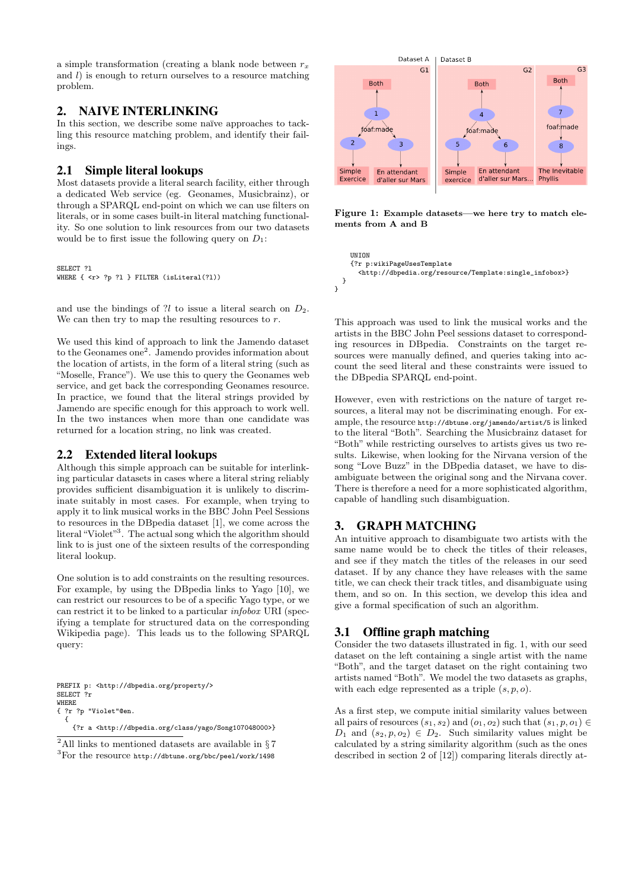a simple transformation (creating a blank node between $r_x$ and $l$) is enough to return ourselves to a resource matching problem.

## 2. NAIVE INTERLINKING

In this section, we describe some naïve approaches to tackling this resource matching problem, and identify their failings.

### 2.1 Simple literal lookups

Most datasets provide a literal search facility, either through a dedicated Web service (eg. Geonames, Musicbrainz), or through a SPARQL end-point on which we can use filters on literals, or in some cases built-in literal matching functionality. So one solution to link resources from our two datasets would be to first issue the following query on $D_1$:

```
SELECT ?l
WHERE { <r> ?p ?l } FILTER (isLiteral(?l))
```

and use the bindings of $?l$ to issue a literal search on $D_2$. We can then try to map the resulting resources to $r$.

We used this kind of approach to link the Jamendo dataset to the Geonames one[2]. Jamendo provides information about the location of artists, in the form of a literal string (such as "Moselle, France"). We use this to query the Geonames web service, and get back the corresponding Geonames resource. In practice, we found that the literal strings provided by Jamendo are specific enough for this approach to work well. In the two instances when more than one candidate was returned for a location string, no link was created.

### 2.2 Extended literal lookups

Although this simple approach can be suitable for interlinking particular datasets in cases where a literal string reliably provides sufficient disambiguation it is unlikely to discriminate suitably in most cases. For example, when trying to apply it to link musical works in the BBC John Peel Sessions to resources in the DBpedia dataset [1], we come across the literal "Violet"[3]. The actual song which the algorithm should link to is just one of the sixteen results of the corresponding literal lookup.

One solution is to add constraints on the resulting resources. For example, by using the DBpedia links to Yago [10], we can restrict our resources to be of a specific Yago type, or we can restrict it to be linked to a particular *infobox* URI (specifying a template for structured data on the corresponding Wikipedia page). This leads us to the following SPARQL query:

```
PREFIX p: <http://dbpedia.org/property/>
SELECT ?r
WHERE
{ ?r ?p "Violet"@en.
  {
    {?r a <http://dbpedia.org/class/yago/Song107048000>}
    UNION
    {?r p:wikiPageUsesTemplate
      <http://dbpedia.org/resource/Template:single_infobox>}
  }
}
```

[2]All links to mentioned datasets are available in § 7

[3]For the resource `http://dbtune.org/bbc/peel/work/1498`

**Figure 1: Example datasets—we here try to match elements from A and B**

This approach was used to link the musical works and the artists in the BBC John Peel sessions dataset to corresponding resources in DBpedia. Constraints on the target resources were manually defined, and queries taking into account the seed literal and these constraints were issued to the DBpedia SPARQL end-point.

However, even with restrictions on the nature of target resources, a literal may not be discriminating enough. For example, the resource `http://dbtune.org/jamendo/artist/5` is linked to the literal "Both". Searching the Musicbrainz dataset for "Both" while restricting ourselves to artists gives us two results. Likewise, when looking for the Nirvana version of the song "Love Buzz" in the DBpedia dataset, we have to disambiguate between the original song and the Nirvana cover. There is therefore a need for a more sophisticated algorithm, capable of handling such disambiguation.

## 3. GRAPH MATCHING

An intuitive approach to disambiguate two artists with the same name would be to check the titles of their releases, and see if they match the titles of the releases in our seed dataset. If by any chance they have releases with the same title, we can check their track titles, and disambiguate using them, and so on. In this section, we develop this idea and give a formal specification of such an algorithm.

### 3.1 Offline graph matching

Consider the two datasets illustrated in fig. 1, with our seed dataset on the left containing a single artist with the name "Both", and the target dataset on the right containing two artists named "Both". We model the two datasets as graphs, with each edge represented as a triple $(s, p, o)$.

As a first step, we compute initial similarity values between all pairs of resources $(s_1, s_2)$ and $(o_1, o_2)$ such that $(s_1, p, o_1) \in D_1$ and $(s_2, p, o_2) \in D_2$. Such similarity values might be calculated by a string similarity algorithm (such as the ones described in section 2 of [12]) comparing literals directly at-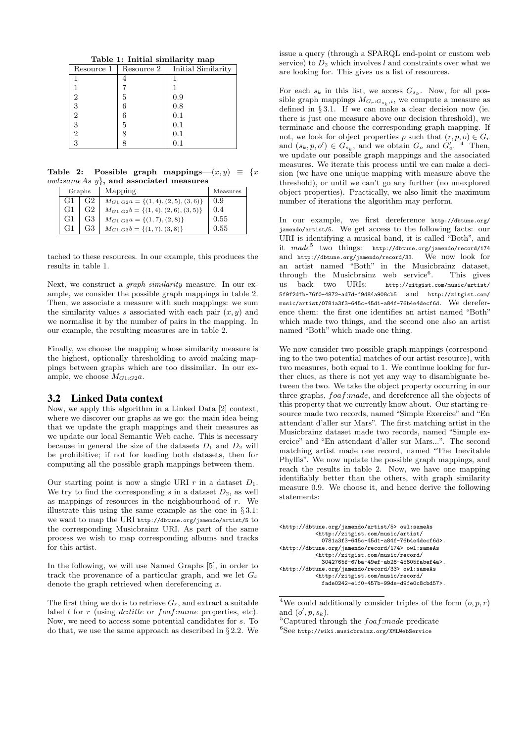**Table 1: Initial similarity map**

| Resource 1 | Resource 2 | Initial Similarity |
|---|---|---|
| 1 | 4 | 1 |
| 1 | 7 | 1 |
| 2 | 5 | 0.9 |
| 3 | 6 | 0.8 |
| 2 | 6 | 0.1 |
| 3 | 5 | 0.1 |
| 2 | 8 | 0.1 |
| 3 | 8 | 0.1 |

**Table 2: Possible graph mappings—$(x, y) \equiv \{x$ *owl:sameAs* $y\}$, and associated measures**

| Graphs | | Mapping | Measures |
|---|---|---|---|
| G1 | G2 | $M_{G1:G2}a = \{(1,4),(2,5),(3,6)\}$ | 0.9 |
| G1 | G2 | $M_{G1:G2}b = \{(1,4),(2,6),(3,5)\}$ | 0.4 |
| G1 | G3 | $M_{G1:G3}a = \{(1,7),(2,8)\}$ | 0.55 |
| G1 | G3 | $M_{G1:G3}b = \{(1,7),(3,8)\}$ | 0.55 |

tached to these resources. In our example, this produces the results in table 1.

Next, we construct a *graph similarity* measure. In our example, we consider the possible graph mappings in table 2. Then, we associate a measure with such mappings: we sum the similarity values $s$ associated with each pair $(x, y)$ and we normalise it by the number of pairs in the mapping. In our example, the resulting measures are in table 2.

Finally, we choose the mapping whose similarity measure is the highest, optionally thresholding to avoid making mappings between graphs which are too dissimilar. In our example, we choose $M_{G1:G2}a$.

## 3.2 Linked Data context

Now, we apply this algorithm in a Linked Data [2] context, where we discover our graphs as we go: the main idea being that we update the graph mappings and their measures as we update our local Semantic Web cache. This is necessary because in general the size of the datasets $D_1$ and $D_2$ will be prohibitive; if not for loading both datasets, then for computing all the possible graph mappings between them.

Our starting point is now a single URI $r$ in a dataset $D_1$. We try to find the corresponding $s$ in a dataset $D_2$, as well as mappings of resources in the neighbourhood of $r$. We illustrate this using the same example as the one in § 3.1: we want to map the URI `http://dbtune.org/jamendo/artist/5` to the corresponding Musicbrainz URI. As part of the same process we wish to map corresponding albums and tracks for this artist.

In the following, we will use Named Graphs [5], in order to track the provenance of a particular graph, and we let $G_x$ denote the graph retrieved when dereferencing $x$.

The first thing we do is to retrieve $G_r$, and extract a suitable label $l$ for $r$ (using *dc:title* or *foaf:name* properties, etc). Now, we need to access some potential candidates for $s$. To do that, we use the same approach as described in § 2.2. We issue a query (through a SPARQL end-point or custom web service) to $D_2$ which involves $l$ and constraints over what we are looking for. This gives us a list of resources.

For each $s_k$ in this list, we access $G_{s_k}$. Now, for all possible graph mappings $M_{G_r:G_{s_k},i}$, we compute a measure as defined in § 3.1. If we can make a clear decision now (ie. there is just one measure above our decision threshold), we terminate and choose the corresponding graph mapping. If not, we look for object properties $p$ such that $(r, p, o) \in G_r$ and $(s_k, p, o') \in G_{s_k}$, and we obtain $G_o$ and $G'_o$.[4] Then, we update our possible graph mappings and the associated measures. We iterate this process until we can make a decision (we have one unique mapping with measure above the threshold), or until we can't go any further (no unexplored object properties). Practically, we also limit the maximum number of iterations the algorithm may perform.

In our example, we first dereference `http://dbtune.org/jamendo/artist/5`. We get access to the following facts: our URI is identifying a musical band, it is called "Both", and it *made*[5] two things: `http://dbtune.org/jamendo/record/174` and `http://dbtune.org/jamendo/record/33`. We now look for an artist named "Both" in the Musicbrainz dataset, through the Musicbrainz web service[6]. This gives us back two URIs: `http://zitgist.com/music/artist/5f9f2dfb-76f0-4872-ad7d-f9d84a908cb5` and `http://zitgist.com/music/artist/0781a3f3-645c-45d1-a84f-76b4e4decf6d`. We dereference them: the first one identifies an artist named "Both" which made two things, and the second one also an artist named "Both" which made one thing.

We now consider two possible graph mappings (corresponding to the two potential matches of our artist resource), with two measures, both equal to 1. We continue looking for further clues, as there is not yet any way to disambiguate between the two. We take the object property occurring in our three graphs, *foaf:made*, and dereference all the objects of this property that we currently know about. Our starting resource made two records, named "Simple Exercice" and "En attendant d'aller sur Mars". The first matching artist in the Musicbrainz dataset made two records, named "Simple exercice" and "En attendant d'aller sur Mars...". The second matching artist made one record, named "The Inevitable Phyllis". We now update the possible graph mappings, and reach the results in table 2. Now, we have one mapping identifiably better than the others, with graph similarity measure 0.9. We choose it, and hence derive the following statements:

```
<http://dbtune.org/jamendo/artist/5> owl:sameAs
          <http://zitgist.com/music/artist/
            0781a3f3-645c-45d1-a84f-76b4e4decf6d>.
<http://dbtune.org/jamendo/record/174> owl:sameAs
          <http://zitgist.com/music/record/
            3042765f-67ba-49ef-ab28-45805fabef4a>.
<http://dbtune.org/jamendo/record/33> owl:sameAs
          <http://zitgist.com/music/record/
            fade0242-e1f0-457b-99de-d9fe0c8cbd57>.
```

[4] We could additionally consider triples of the form $(o, p, r)$ and $(o', p, s_k)$.

[5] Captured through the *foaf:made* predicate

[6] See `http://wiki.musicbrainz.org/XMLWebService`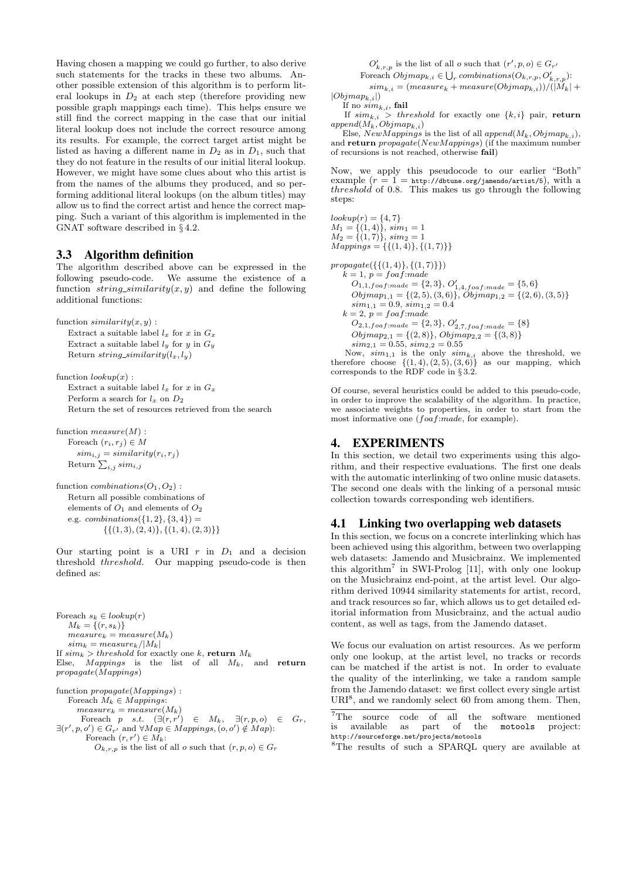Having chosen a mapping we could go further, to also derive such statements for the tracks in these two albums. Another possible extension of this algorithm is to perform literal lookups in $D_2$ at each step (therefore providing new possible graph mappings each time). This helps ensure we still find the correct mapping in the case that our initial literal lookup does not include the correct resource among its results. For example, the correct target artist might be listed as having a different name in $D_2$ as in $D_1$, such that they do not feature in the results of our initial literal lookup. However, we might have some clues about who this artist is from the names of the albums they produced, and so performing additional literal lookups (on the album titles) may allow us to find the correct artist and hence the correct mapping. Such a variant of this algorithm is implemented in the GNAT software described in § 4.2.

## 3.3 Algorithm definition

The algorithm described above can be expressed in the following pseudo-code. We assume the existence of a function $string\_similarity(x, y)$ and define the following additional functions:

function $similarity(x, y)$ :
  Extract a suitable label $l_x$ for $x$ in $G_x$
  Extract a suitable label $l_y$ for $y$ in $G_y$
  Return $string\_similarity(l_x, l_y)$

function $lookup(x)$ :
  Extract a suitable label $l_x$ for $x$ in $G_x$
  Perform a search for $l_x$ on $D_2$
  Return the set of resources retrieved from the search

function $measure(M)$ :
  Foreach $(r_i, r_j) \in M$
    $sim_{i,j} = similarity(r_i, r_j)$
  Return $\sum_{i,j} sim_{i,j}$

function $combinations(O_1, O_2)$ :
  Return all possible combinations of
  elements of $O_1$ and elements of $O_2$
  e.g. $combinations(\{1, 2\}, \{3, 4\}) =$
    $\{\{(1, 3), (2, 4)\}, \{(1, 4), (2, 3)\}\}$

Our starting point is a URI $r$ in $D_1$ and a decision threshold $threshold$. Our mapping pseudo-code is then defined as:

Foreach $s_k \in lookup(r)$
  $M_k = \{(r, s_k)\}$
  $measure_k = measure(M_k)$
  $sim_k = measure_k/|M_k|$
If $sim_k > threshold$ for exactly one $k$, **return** $M_k$
Else, $Mappings$ is the list of all $M_k$, and **return** $propagate(Mappings)$

function $propagate(Mappings)$ :
  Foreach $M_k \in Mappings$:
    $measure_k = measure(M_k)$
    Foreach $p$ s.t. $(\exists (r, r') \in M_k, \exists (r, p, o) \in G_r, \exists (r', p, o') \in G_{r'}$ and $\forall Map \in Mappings, (o, o') \notin Map)$:
      Foreach $(r, r') \in M_k$:
        $O_{k,r,p}$ is the list of all $o$ such that $(r, p, o) \in G_r$
        $O'_{k,r,p}$ is the list of all $o$ such that $(r', p, o) \in G_{r'}$
      Foreach $Objmap_{k,i} \in \bigcup_r combinations(O_{k,r,p}, O'_{k,r,p})$:
        $sim_{k,i} = (measure_k + measure(Objmap_{k,i}))/(|M_k| + |Objmap_{k,i}|)$
  If no $sim_{k,i}$, **fail**
  If $sim_{k,i} > threshold$ for exactly one $\{k, i\}$ pair, **return** $append(M_k, Objmap_{k,i})$
  Else, $NewMappings$ is the list of all $append(M_k, Objmap_{k,i})$, and **return** $propagate(NewMappings)$ (if the maximum number of recursions is not reached, otherwise **fail**)

Now, we apply this pseudocode to our earlier "Both" example ($r = 1 =$ `http://dbtune.org/jamendo/artist/5`), with a $threshold$ of 0.8. This makes us go through the following steps:

$lookup(r) = \{4, 7\}$
$M_1 = \{(1, 4)\}$, $sim_1 = 1$
$M_2 = \{(1, 7)\}$, $sim_2 = 1$
$Mappings = \{\{(1, 4)\}, \{(1, 7)\}\}$

$propagate(\{\{(1, 4)\}, \{(1, 7)\}\})$
  $k = 1$, $p = foaf{:}made$
    $O_{1,1,foaf:made} = \{2, 3\}$, $O'_{1,4,foaf:made} = \{5, 6\}$
    $Objmap_{1,1} = \{(2, 5), (3, 6)\}$, $Objmap_{1,2} = \{(2, 6), (3, 5)\}$
    $sim_{1,1} = 0.9$, $sim_{1,2} = 0.4$
  $k = 2$, $p = foaf{:}made$
    $O_{2,1,foaf:made} = \{2, 3\}$, $O'_{2,7,foaf:made} = \{8\}$
    $Objmap_{2,1} = \{(2, 8)\}$, $Objmap_{2,2} = \{(3, 8)\}$
    $sim_{2,1} = 0.55$, $sim_{2,2} = 0.55$
  Now, $sim_{1,1}$ is the only $sim_{k,i}$ above the threshold, we therefore choose $\{(1, 4), (2, 5), (3, 6)\}$ as our mapping, which corresponds to the RDF code in § 3.2.

Of course, several heuristics could be added to this pseudo-code, in order to improve the scalability of the algorithm. In practice, we associate weights to properties, in order to start from the most informative one ($foaf{:}made$, for example).

# 4. EXPERIMENTS

In this section, we detail two experiments using this algorithm, and their respective evaluations. The first one deals with the automatic interlinking of two online music datasets. The second one deals with the linking of a personal music collection towards corresponding web identifiers.

## 4.1 Linking two overlapping web datasets

In this section, we focus on a concrete interlinking which has been achieved using this algorithm, between two overlapping web datasets: Jamendo and Musicbrainz. We implemented this algorithm[7] in SWI-Prolog [11], with only one lookup on the Musicbrainz end-point, at the artist level. Our algorithm derived 10944 similarity statements for artist, record, and track resources so far, which allows us to get detailed editorial information from Musicbrainz, and the actual audio content, as well as tags, from the Jamendo dataset.

We focus our evaluation on artist resources. As we perform only one lookup, at the artist level, no tracks or records can be matched if the artist is not. In order to evaluate the quality of the interlinking, we take a random sample from the Jamendo dataset: we first collect every single artist URI[8], and we randomly select 60 from among them. Then,

[7] The source code of all the software mentioned is available as part of the `motools` project: `http://sourceforge.net/projects/motools`

[8] The results of such a SPARQL query are available at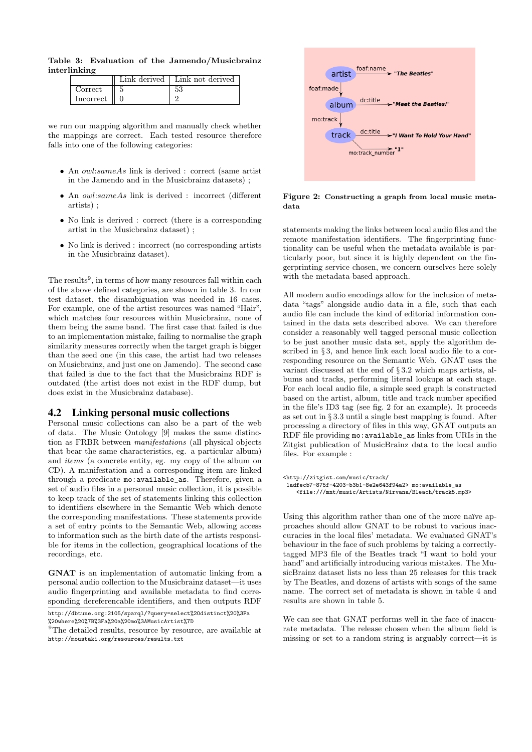**Table 3: Evaluation of the Jamendo/Musicbrainz interlinking**

| | Link derived | Link not derived |
|---|---|---|
| Correct | 5 | 53 |
| Incorrect | 0 | 2 |

we run our mapping algorithm and manually check whether the mappings are correct. Each tested resource therefore falls into one of the following categories:

- An *owl:sameAs* link is derived : correct (same artist in the Jamendo and in the Musicbrainz datasets) ;
- An *owl:sameAs* link is derived : incorrect (different artists) ;
- No link is derived : correct (there is a corresponding artist in the Musicbrainz dataset) ;
- No link is derived : incorrect (no corresponding artists in the Musicbrainz dataset).

The results[9], in terms of how many resources fall within each of the above defined categories, are shown in table 3. In our test dataset, the disambiguation was needed in 16 cases. For example, one of the artist resources was named "Hair", which matches four resources within Musicbrainz, none of them being the same band. The first case that failed is due to an implementation mistake, failing to normalise the graph similarity measures correctly when the target graph is bigger than the seed one (in this case, the artist had two releases on Musicbrainz, and just one on Jamendo). The second case that failed is due to the fact that the Musicbrainz RDF is outdated (the artist does not exist in the RDF dump, but does exist in the Musicbrainz database).

## 4.2 Linking personal music collections

Personal music collections can also be a part of the web of data. The Music Ontology [9] makes the same distinction as FRBR between *manifestations* (all physical objects that bear the same characteristics, eg. a particular album) and *items* (a concrete entity, eg. my copy of the album on CD). A manifestation and a corresponding item are linked through a predicate `mo:available_as`. Therefore, given a set of audio files in a personal music collection, it is possible to keep track of the set of statements linking this collection to identifiers elsewhere in the Semantic Web which denote the corresponding manifestations. These statements provide a set of entry points to the Semantic Web, allowing access to information such as the birth date of the artists responsible for items in the collection, geographical locations of the recordings, etc.

**GNAT** is an implementation of automatic linking from a personal audio collection to the Musicbrainz dataset—it uses audio fingerprinting and available metadata to find corresponding dereferencable identifiers, and then outputs RDF statements making the links between local audio files and the remote manifestation identifiers. The fingerprinting functionality can be useful when the metadata available is particularly poor, but since it is highly dependent on the fingerprinting service chosen, we concern ourselves here solely with the metadata-based approach.

All modern audio encodings allow for the inclusion of metadata "tags" alongside audio data in a file, such that each audio file can include the kind of editorial information contained in the data sets described above. We can therefore consider a reasonably well tagged personal music collection to be just another music data set, apply the algorithm described in § 3, and hence link each local audio file to a corresponding resource on the Semantic Web. GNAT uses the variant discussed at the end of § 3.2 which maps artists, albums and tracks, performing literal lookups at each stage. For each local audio file, a simple seed graph is constructed based on the artist, album, title and track number specified in the file's ID3 tag (see fig. 2 for an example). It proceeds as set out in § 3.3 until a single best mapping is found. After processing a directory of files in this way, GNAT outputs an RDF file providing `mo:available_as` links from URIs in the Zitgist publication of MusicBrainz data to the local audio files. For example :

```
<http://zitgist.com/music/track/
 1adfecb7-875f-4203-b3b1-8e2e643f94a2> mo:available_as
   <file:///mnt/music/Artists/Nirvana/Bleach/track5.mp3>
```

**Figure 2: Constructing a graph from local music metadata**

Using this algorithm rather than one of the more naïve approaches should allow GNAT to be robust to various inaccuracies in the local files' metadata. We evaluated GNAT's behaviour in the face of such problems by taking a correctly-tagged MP3 file of the Beatles track "I want to hold your hand" and artificially introducing various mistakes. The MusicBrainz dataset lists no less than 25 releases for this track by The Beatles, and dozens of artists with songs of the same name. The correct set of metadata is shown in table 4 and results are shown in table 5.

We can see that GNAT performs well in the face of inaccurate metadata. The release chosen when the album field is missing or set to a random string is arguably correct—it is

http://dbtune.org:2105/sparql/?query=select%20distinct%20%3Fa%20where%20%7B%3Fa%20a%20mo%3AMusicArtist%7D

[9] The detailed results, resource by resource, are available at http://moustaki.org/resources/results.txt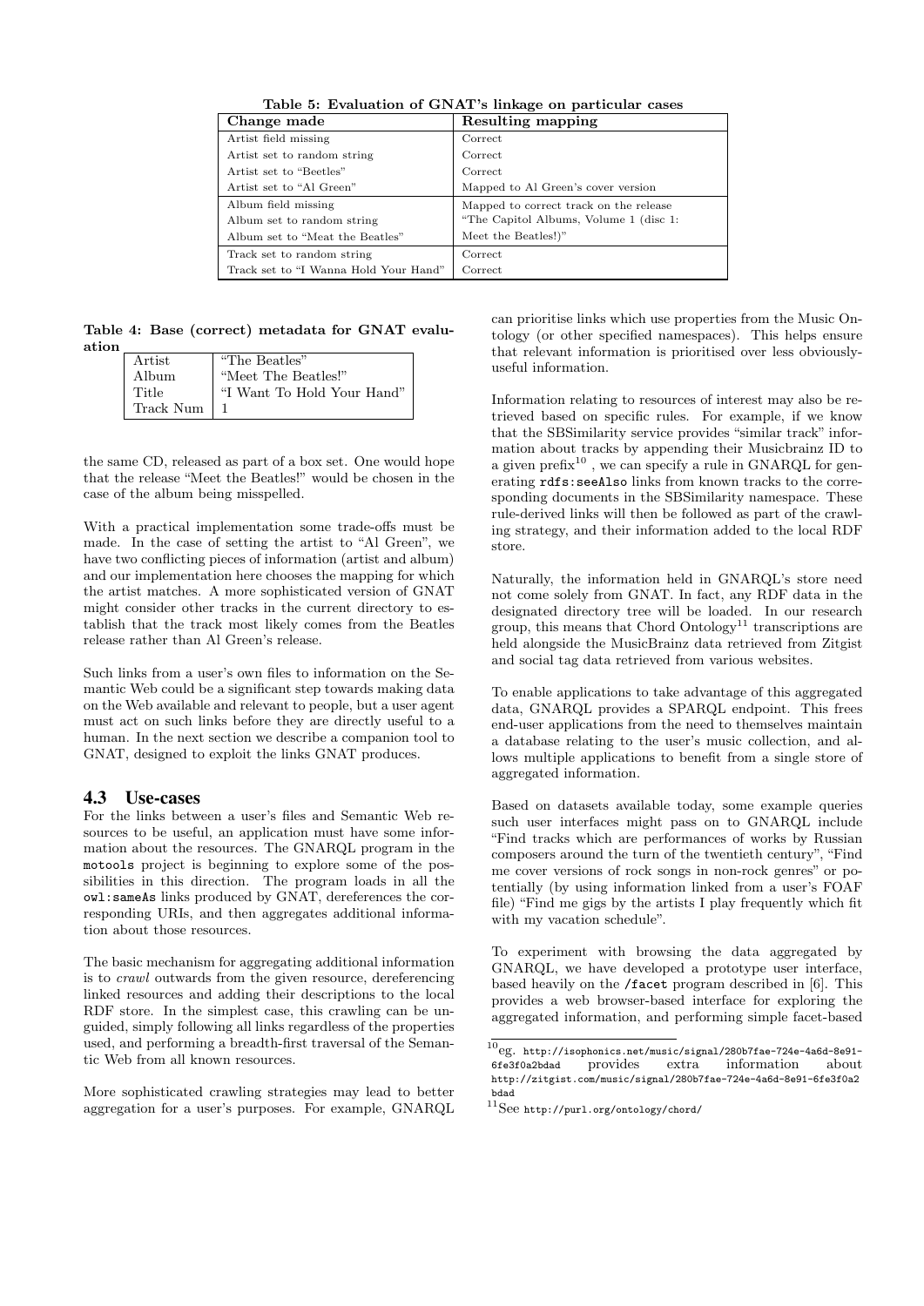**Table 5: Evaluation of GNAT's linkage on particular cases**

| Change made | Resulting mapping |
|---|---|
| Artist field missing | Correct |
| Artist set to random string | Correct |
| Artist set to "Beetles" | Correct |
| Artist set to "Al Green" | Mapped to Al Green's cover version |
| Album field missing | Mapped to correct track on the release "The Capitol Albums, Volume 1 (disc 1: Meet the Beatles!)" |
| Album set to random string | |
| Album set to "Meat the Beatles" | |
| Track set to random string | Correct |
| Track set to "I Wanna Hold Your Hand" | Correct |

**Table 4: Base (correct) metadata for GNAT evaluation**

| Artist | "The Beatles" |
|---|---|
| Album | "Meet The Beatles!" |
| Title | "I Want To Hold Your Hand" |
| Track Num | 1 |

the same CD, released as part of a box set. One would hope that the release "Meet the Beatles!" would be chosen in the case of the album being misspelled.

With a practical implementation some trade-offs must be made. In the case of setting the artist to "Al Green", we have two conflicting pieces of information (artist and album) and our implementation here chooses the mapping for which the artist matches. A more sophisticated version of GNAT might consider other tracks in the current directory to establish that the track most likely comes from the Beatles release rather than Al Green's release.

Such links from a user's own files to information on the Semantic Web could be a significant step towards making data on the Web available and relevant to people, but a user agent must act on such links before they are directly useful to a human. In the next section we describe a companion tool to GNAT, designed to exploit the links GNAT produces.

## 4.3 Use-cases

For the links between a user's files and Semantic Web resources to be useful, an application must have some information about the resources. The GNARQL program in the `motools` project is beginning to explore some of the possibilities in this direction. The program loads in all the `owl:sameAs` links produced by GNAT, dereferences the corresponding URIs, and then aggregates additional information about those resources.

The basic mechanism for aggregating additional information is to *crawl* outwards from the given resource, dereferencing linked resources and adding their descriptions to the local RDF store. In the simplest case, this crawling can be unguided, simply following all links regardless of the properties used, and performing a breadth-first traversal of the Semantic Web from all known resources.

More sophisticated crawling strategies may lead to better aggregation for a user's purposes. For example, GNARQL can prioritise links which use properties from the Music Ontology (or other specified namespaces). This helps ensure that relevant information is prioritised over less obviously-useful information.

Information relating to resources of interest may also be retrieved based on specific rules. For example, if we know that the SBSimilarity service provides "similar track" information about tracks by appending their Musicbrainz ID to a given prefix[10], we can specify a rule in GNARQL for generating `rdfs:seeAlso` links from known tracks to the corresponding documents in the SBSimilarity namespace. These rule-derived links will then be followed as part of the crawling strategy, and their information added to the local RDF store.

Naturally, the information held in GNARQL's store need not come solely from GNAT. In fact, any RDF data in the designated directory tree will be loaded. In our research group, this means that Chord Ontology[11] transcriptions are held alongside the MusicBrainz data retrieved from Zitgist and social tag data retrieved from various websites.

To enable applications to take advantage of this aggregated data, GNARQL provides a SPARQL endpoint. This frees end-user applications from the need to themselves maintain a database relating to the user's music collection, and allows multiple applications to benefit from a single store of aggregated information.

Based on datasets available today, some example queries such user interfaces might pass on to GNARQL include "Find tracks which are performances of works by Russian composers around the turn of the twentieth century", "Find me cover versions of rock songs in non-rock genres" or potentially (by using information linked from a user's FOAF file) "Find me gigs by the artists I play frequently which fit with my vacation schedule".

To experiment with browsing the data aggregated by GNARQL, we have developed a prototype user interface, based heavily on the `/facet` program described in [6]. This provides a web browser-based interface for exploring the aggregated information, and performing simple facet-based

---

[10] eg. `http://isophonics.net/music/signal/280b7fae-724e-4a6d-8e91-6fe3f0a2bdad` provides extra information about `http://zitgist.com/music/signal/280b7fae-724e-4a6d-8e91-6fe3f0a2bdad`

[11] See `http://purl.org/ontology/chord/`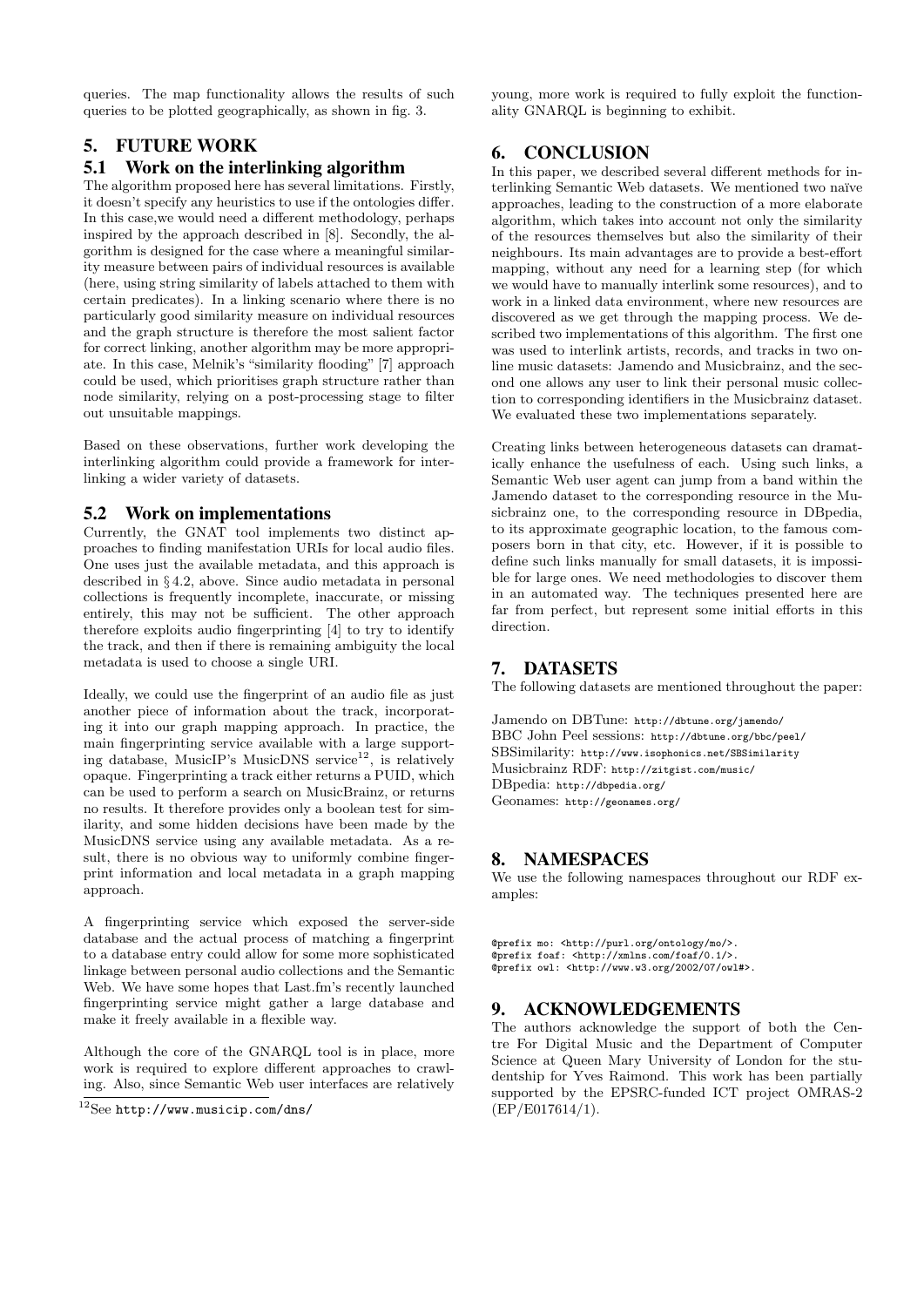queries. The map functionality allows the results of such queries to be plotted geographically, as shown in fig. 3.

## 5. FUTURE WORK

### 5.1 Work on the interlinking algorithm

The algorithm proposed here has several limitations. Firstly, it doesn't specify any heuristics to use if the ontologies differ. In this case,we would need a different methodology, perhaps inspired by the approach described in [8]. Secondly, the algorithm is designed for the case where a meaningful similarity measure between pairs of individual resources is available (here, using string similarity of labels attached to them with certain predicates). In a linking scenario where there is no particularly good similarity measure on individual resources and the graph structure is therefore the most salient factor for correct linking, another algorithm may be more appropriate. In this case, Melnik's "similarity flooding" [7] approach could be used, which prioritises graph structure rather than node similarity, relying on a post-processing stage to filter out unsuitable mappings.

Based on these observations, further work developing the interlinking algorithm could provide a framework for interlinking a wider variety of datasets.

### 5.2 Work on implementations

Currently, the GNAT tool implements two distinct approaches to finding manifestation URIs for local audio files. One uses just the available metadata, and this approach is described in § 4.2, above. Since audio metadata in personal collections is frequently incomplete, inaccurate, or missing entirely, this may not be sufficient. The other approach therefore exploits audio fingerprinting [4] to try to identify the track, and then if there is remaining ambiguity the local metadata is used to choose a single URI.

Ideally, we could use the fingerprint of an audio file as just another piece of information about the track, incorporating it into our graph mapping approach. In practice, the main fingerprinting service available with a large supporting database, MusicIP's MusicDNS service[12], is relatively opaque. Fingerprinting a track either returns a PUID, which can be used to perform a search on MusicBrainz, or returns no results. It therefore provides only a boolean test for similarity, and some hidden decisions have been made by the MusicDNS service using any available metadata. As a result, there is no obvious way to uniformly combine fingerprint information and local metadata in a graph mapping approach.

A fingerprinting service which exposed the server-side database and the actual process of matching a fingerprint to a database entry could allow for some more sophisticated linkage between personal audio collections and the Semantic Web. We have some hopes that Last.fm's recently launched fingerprinting service might gather a large database and make it freely available in a flexible way.

Although the core of the GNARQL tool is in place, more work is required to explore different approaches to crawling. Also, since Semantic Web user interfaces are relatively young, more work is required to fully exploit the functionality GNARQL is beginning to exhibit.

[12] See http://www.musicip.com/dns/

## 6. CONCLUSION

In this paper, we described several different methods for interlinking Semantic Web datasets. We mentioned two naïve approaches, leading to the construction of a more elaborate algorithm, which takes into account not only the similarity of the resources themselves but also the similarity of their neighbours. Its main advantages are to provide a best-effort mapping, without any need for a learning step (for which we would have to manually interlink some resources), and to work in a linked data environment, where new resources are discovered as we get through the mapping process. We described two implementations of this algorithm. The first one was used to interlink artists, records, and tracks in two online music datasets: Jamendo and Musicbrainz, and the second one allows any user to link their personal music collection to corresponding identifiers in the Musicbrainz dataset. We evaluated these two implementations separately.

Creating links between heterogeneous datasets can dramatically enhance the usefulness of each. Using such links, a Semantic Web user agent can jump from a band within the Jamendo dataset to the corresponding resource in the Musicbrainz one, to the corresponding resource in DBpedia, to its approximate geographic location, to the famous composers born in that city, etc. However, if it is possible to define such links manually for small datasets, it is impossible for large ones. We need methodologies to discover them in an automated way. The techniques presented here are far from perfect, but represent some initial efforts in this direction.

## 7. DATASETS

The following datasets are mentioned throughout the paper:

Jamendo on DBTune: http://dbtune.org/jamendo/
BBC John Peel sessions: http://dbtune.org/bbc/peel/
SBSimilarity: http://www.isophonics.net/SBSimilarity
Musicbrainz RDF: http://zitgist.com/music/
DBpedia: http://dbpedia.org/
Geonames: http://geonames.org/

## 8. NAMESPACES

We use the following namespaces throughout our RDF examples:

```
@prefix mo: <http://purl.org/ontology/mo/>.
@prefix foaf: <http://xmlns.com/foaf/0.1/>.
@prefix owl: <http://www.w3.org/2002/07/owl#>.
```

## 9. ACKNOWLEDGEMENTS

The authors acknowledge the support of both the Centre For Digital Music and the Department of Computer Science at Queen Mary University of London for the studentship for Yves Raimond. This work has been partially supported by the EPSRC-funded ICT project OMRAS-2 (EP/E017614/1).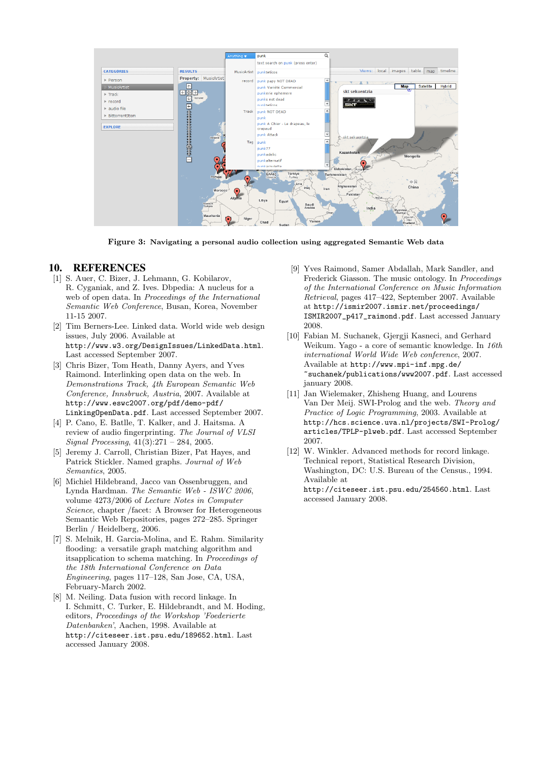Figure 3: Navigating a personal audio collection using aggregated Semantic Web data

## 10. REFERENCES

[1] S. Auer, C. Bizer, J. Lehmann, G. Kobilarov, R. Cyganiak, and Z. Ives. Dbpedia: A nucleus for a web of open data. In *Proceedings of the International Semantic Web Conference*, Busan, Korea, November 11-15 2007.

[2] Tim Berners-Lee. Linked data. World wide web design issues, July 2006. Available at `http://www.w3.org/DesignIssues/LinkedData.html`. Last accessed September 2007.

[3] Chris Bizer, Tom Heath, Danny Ayers, and Yves Raimond. Interlinking open data on the web. In *Demonstrations Track, 4th European Semantic Web Conference, Innsbruck, Austria*, 2007. Available at `http://www.eswc2007.org/pdf/demo-pdf/LinkingOpenData.pdf`. Last accessed September 2007.

[4] P. Cano, E. Batlle, T. Kalker, and J. Haitsma. A review of audio fingerprinting. *The Journal of VLSI Signal Processing*, 41(3):271 – 284, 2005.

[5] Jeremy J. Carroll, Christian Bizer, Pat Hayes, and Patrick Stickler. Named graphs. *Journal of Web Semantics*, 2005.

[6] Michiel Hildebrand, Jacco van Ossenbruggen, and Lynda Hardman. *The Semantic Web - ISWC 2006*, volume 4273/2006 of *Lecture Notes in Computer Science*, chapter /facet: A Browser for Heterogeneous Semantic Web Repositories, pages 272–285. Springer Berlin / Heidelberg, 2006.

[7] S. Melnik, H. Garcia-Molina, and E. Rahm. Similarity flooding: a versatile graph matching algorithm and itsapplication to schema matching. In *Proceedings of the 18th International Conference on Data Engineering*, pages 117–128, San Jose, CA, USA, February-March 2002.

[8] M. Neiling. Data fusion with record linkage. In I. Schmitt, C. Turker, E. Hildebrandt, and M. Hoding, editors, *Proceedings of the Workshop 'Foederierte Datenbanken'*, Aachen, 1998. Available at `http://citeseer.ist.psu.edu/189652.html`. Last accessed January 2008.

[9] Yves Raimond, Samer Abdallah, Mark Sandler, and Frederick Giasson. The music ontology. In *Proceedings of the International Conference on Music Information Retrieval*, pages 417–422, September 2007. Available at `http://ismir2007.ismir.net/proceedings/ISMIR2007_p417_raimond.pdf`. Last accessed January 2008.

[10] Fabian M. Suchanek, Gjergji Kasneci, and Gerhard Weikum. Yago - a core of semantic knowledge. In *16th international World Wide Web conference*, 2007. Available at `http://www.mpi-inf.mpg.de/~suchanek/publications/www2007.pdf`. Last accessed january 2008.

[11] Jan Wielemaker, Zhisheng Huang, and Lourens Van Der Meij. SWI-Prolog and the web. *Theory and Practice of Logic Programming*, 2003. Available at `http://hcs.science.uva.nl/projects/SWI-Prolog/articles/TPLP-plweb.pdf`. Last accessed September 2007.

[12] W. Winkler. Advanced methods for record linkage. Technical report, Statistical Research Division, Washington, DC: U.S. Bureau of the Census., 1994. Available at `http://citeseer.ist.psu.edu/254560.html`. Last accessed January 2008.